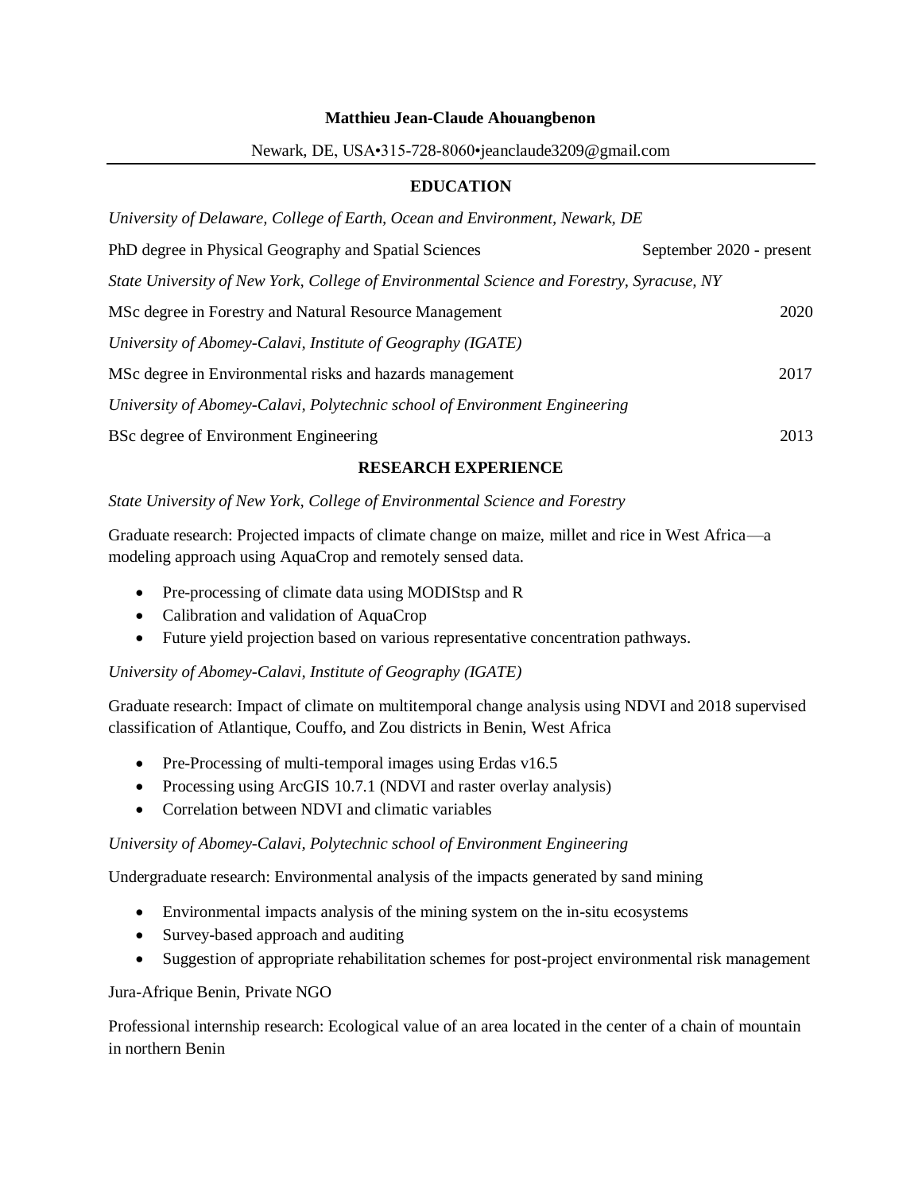**Matthieu Jean-Claude Ahouangbenon**

Newark, DE, USA•315-728-8060•jeanclaude3209@gmail.com

## EDUCATION

*University of Delaware, College of Earth, Ocean and Environment, Newark, DE*

PhD degree in Physical Geography and Spatial Sciences — September 2020 - present

*State University of New York, College of Environmental Science and Forestry, Syracuse, NY*

MSc degree in Forestry and Natural Resource Management — 2020

*University of Abomey-Calavi, Institute of Geography (IGATE)*

MSc degree in Environmental risks and hazards management — 2017

*University of Abomey-Calavi, Polytechnic school of Environment Engineering*

BSc degree of Environment Engineering — 2013

## RESEARCH EXPERIENCE

*State University of New York, College of Environmental Science and Forestry*

Graduate research: Projected impacts of climate change on maize, millet and rice in West Africa—a modeling approach using AquaCrop and remotely sensed data.

- Pre-processing of climate data using MODIStsp and R
- Calibration and validation of AquaCrop
- Future yield projection based on various representative concentration pathways.

*University of Abomey-Calavi, Institute of Geography (IGATE)*

Graduate research: Impact of climate on multitemporal change analysis using NDVI and 2018 supervised classification of Atlantique, Couffo, and Zou districts in Benin, West Africa

- Pre-Processing of multi-temporal images using Erdas v16.5
- Processing using ArcGIS 10.7.1 (NDVI and raster overlay analysis)
- Correlation between NDVI and climatic variables

*University of Abomey-Calavi, Polytechnic school of Environment Engineering*

Undergraduate research: Environmental analysis of the impacts generated by sand mining

- Environmental impacts analysis of the mining system on the in-situ ecosystems
- Survey-based approach and auditing
- Suggestion of appropriate rehabilitation schemes for post-project environmental risk management

Jura-Afrique Benin, Private NGO

Professional internship research: Ecological value of an area located in the center of a chain of mountain in northern Benin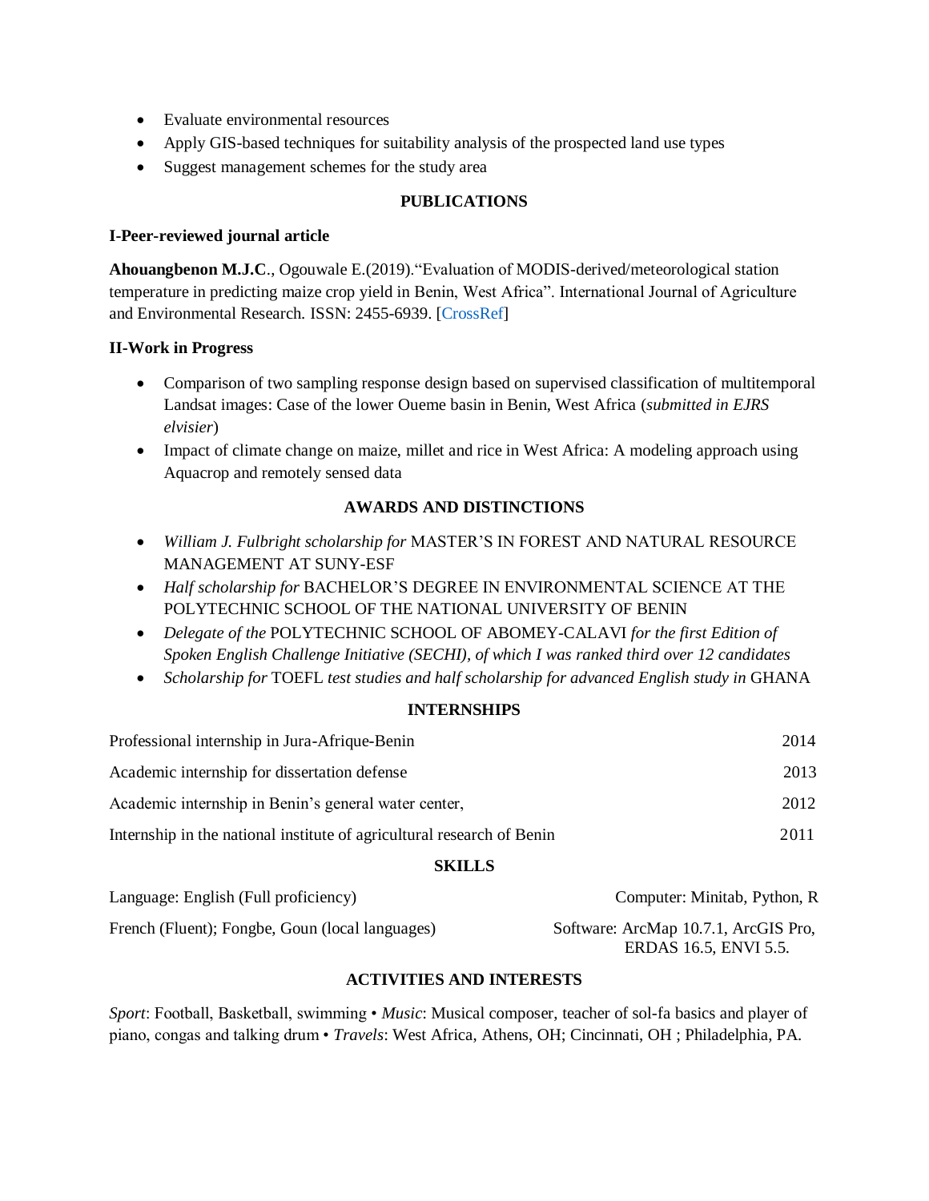- Evaluate environmental resources
- Apply GIS-based techniques for suitability analysis of the prospected land use types
- Suggest management schemes for the study area

## PUBLICATIONS

**I-Peer-reviewed journal article**

**Ahouangbenon M.J.C**., Ogouwale E.(2019).“Evaluation of MODIS-derived/meteorological station temperature in predicting maize crop yield in Benin, West Africa”. International Journal of Agriculture and Environmental Research. ISSN: 2455-6939. [CrossRef]

**II-Work in Progress**

- Comparison of two sampling response design based on supervised classification of multitemporal Landsat images: Case of the lower Oueme basin in Benin, West Africa (*submitted in EJRS elvisier*)
- Impact of climate change on maize, millet and rice in West Africa: A modeling approach using Aquacrop and remotely sensed data

## AWARDS AND DISTINCTIONS

- *William J. Fulbright scholarship for* MASTER’S IN FOREST AND NATURAL RESOURCE MANAGEMENT AT SUNY-ESF
- *Half scholarship for* BACHELOR’S DEGREE IN ENVIRONMENTAL SCIENCE AT THE POLYTECHNIC SCHOOL OF THE NATIONAL UNIVERSITY OF BENIN
- *Delegate of the* POLYTECHNIC SCHOOL OF ABOMEY-CALAVI *for the first Edition of Spoken English Challenge Initiative (SECHI), of which I was ranked third over 12 candidates*
- *Scholarship for* TOEFL *test studies and half scholarship for advanced English study in* GHANA

## INTERNSHIPS

| | |
|---|---|
| Professional internship in Jura-Afrique-Benin | 2014 |
| Academic internship for dissertation defense | 2013 |
| Academic internship in Benin’s general water center, | 2012 |
| Internship in the national institute of agricultural research of Benin | 2011 |

## SKILLS

| | |
|---|---|
| Language: English (Full proficiency) | Computer: Minitab, Python, R |
| French (Fluent); Fongbe, Goun (local languages) | Software: ArcMap 10.7.1, ArcGIS Pro, ERDAS 16.5, ENVI 5.5. |

## ACTIVITIES AND INTERESTS

*Sport*: Football, Basketball, swimming • *Music*: Musical composer, teacher of sol-fa basics and player of piano, congas and talking drum • *Travels*: West Africa, Athens, OH; Cincinnati, OH ; Philadelphia, PA.